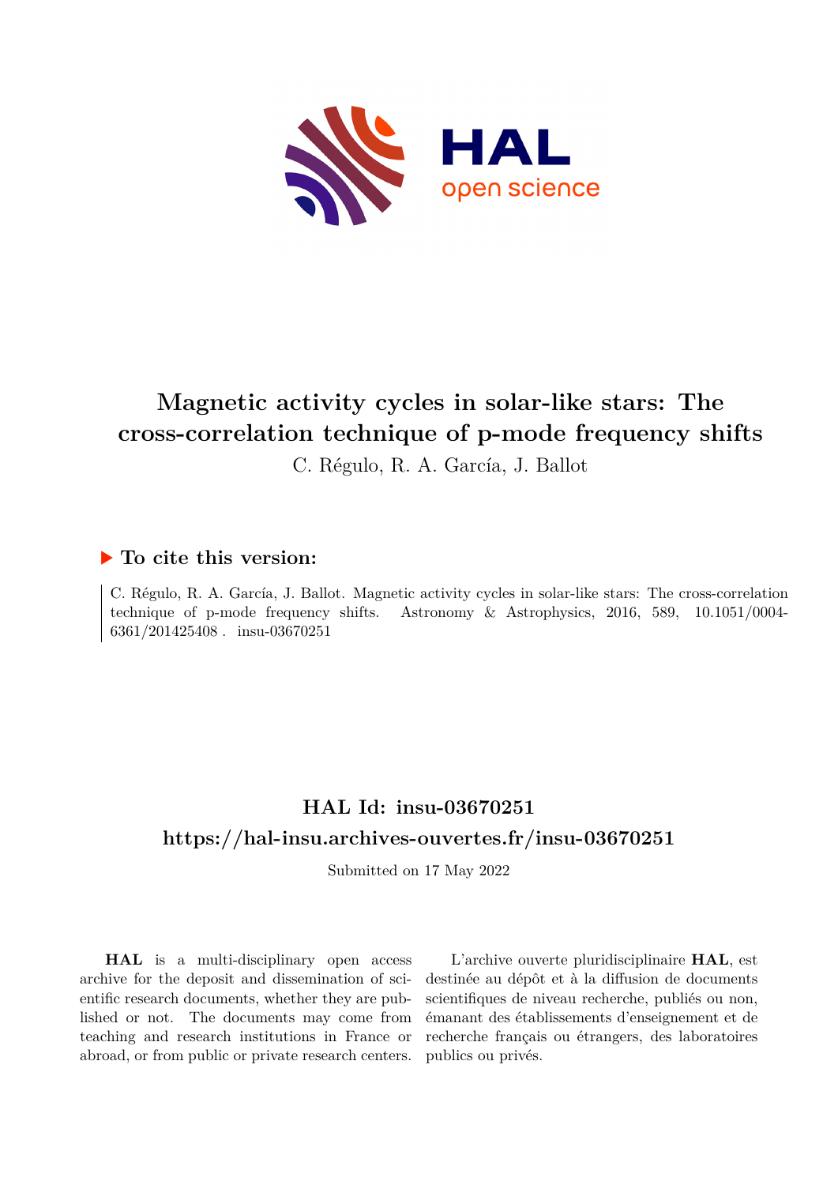# Magnetic activity cycles in solar-like stars: The cross-correlation technique of p-mode frequency shifts

C. Régulo, R. A. García, J. Ballot

## ▶ To cite this version:

C. Régulo, R. A. García, J. Ballot. Magnetic activity cycles in solar-like stars: The cross-correlation technique of p-mode frequency shifts. Astronomy & Astrophysics, 2016, 589, 10.1051/0004-6361/201425408 . insu-03670251

## HAL Id: insu-03670251

## https://hal-insu.archives-ouvertes.fr/insu-03670251

Submitted on 17 May 2022

**HAL** is a multi-disciplinary open access archive for the deposit and dissemination of scientific research documents, whether they are published or not. The documents may come from teaching and research institutions in France or abroad, or from public or private research centers.

L'archive ouverte pluridisciplinaire **HAL**, est destinée au dépôt et à la diffusion de documents scientifiques de niveau recherche, publiés ou non, émanant des établissements d'enseignement et de recherche français ou étrangers, des laboratoires publics ou privés.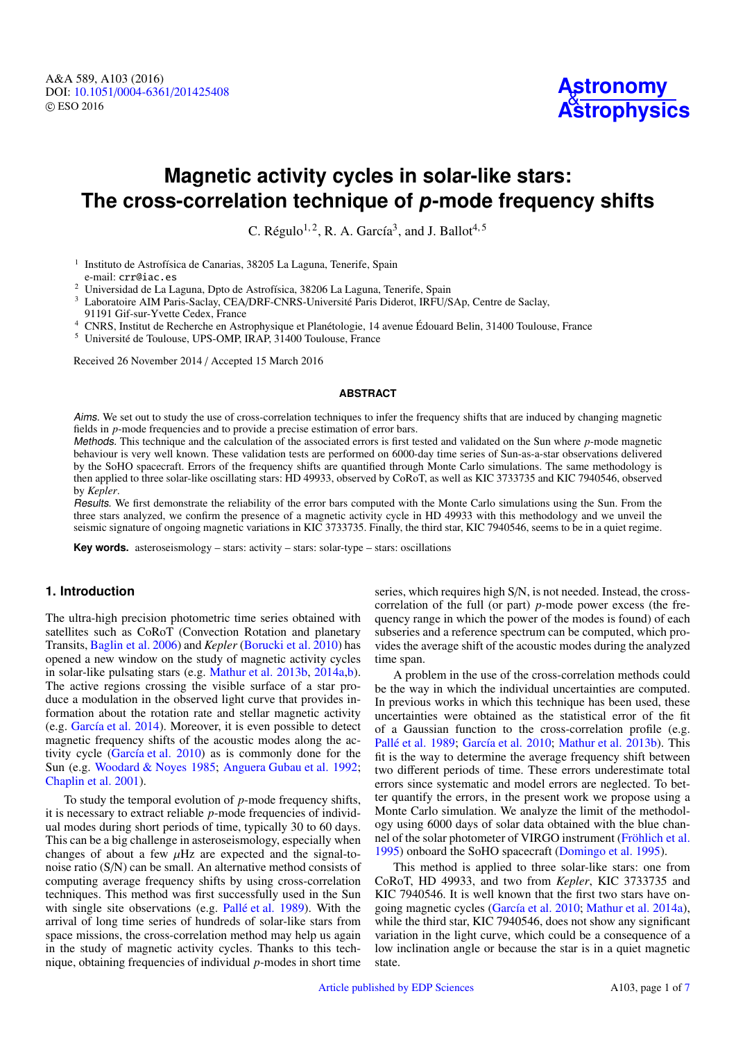# Magnetic activity cycles in solar-like stars: The cross-correlation technique of *p*-mode frequency shifts

C. Régulo[1,2], R. A. García[3], and J. Ballot[4,5]

[1] Instituto de Astrofísica de Canarias, 38205 La Laguna, Tenerife, Spain
e-mail: crr@iac.es

[2] Universidad de La Laguna, Dpto de Astrofísica, 38206 La Laguna, Tenerife, Spain

[3] Laboratoire AIM Paris-Saclay, CEA/DRF-CNRS-Université Paris Diderot, IRFU/SAp, Centre de Saclay, 91191 Gif-sur-Yvette Cedex, France

[4] CNRS, Institut de Recherche en Astrophysique et Planétologie, 14 avenue Édouard Belin, 31400 Toulouse, France

[5] Université de Toulouse, UPS-OMP, IRAP, 31400 Toulouse, France

Received 26 November 2014 / Accepted 15 March 2016

## ABSTRACT

*Aims.* We set out to study the use of cross-correlation techniques to infer the frequency shifts that are induced by changing magnetic fields in *p*-mode frequencies and to provide a precise estimation of error bars.

*Methods.* This technique and the calculation of the associated errors is first tested and validated on the Sun where *p*-mode magnetic behaviour is very well known. These validation tests are performed on 6000-day time series of Sun-as-a-star observations delivered by the SoHO spacecraft. Errors of the frequency shifts are quantified through Monte Carlo simulations. The same methodology is then applied to three solar-like oscillating stars: HD 49933, observed by CoRoT, as well as KIC 3733735 and KIC 7940546, observed by *Kepler*.

*Results.* We first demonstrate the reliability of the error bars computed with the Monte Carlo simulations using the Sun. From the three stars analyzed, we confirm the presence of a magnetic activity cycle in HD 49933 with this methodology and we unveil the seismic signature of ongoing magnetic variations in KIC 3733735. Finally, the third star, KIC 7940546, seems to be in a quiet regime.

**Key words.** asteroseismology – stars: activity – stars: solar-type – stars: oscillations

## 1. Introduction

The ultra-high precision photometric time series obtained with satellites such as CoRoT (Convection Rotation and planetary Transits, Baglin et al. 2006) and *Kepler* (Borucki et al. 2010) has opened a new window on the study of magnetic activity cycles in solar-like pulsating stars (e.g. Mathur et al. 2013b, 2014a,b). The active regions crossing the visible surface of a star produce a modulation in the observed light curve that provides information about the rotation rate and stellar magnetic activity (e.g. García et al. 2014). Moreover, it is even possible to detect magnetic frequency shifts of the acoustic modes along the activity cycle (García et al. 2010) as is commonly done for the Sun (e.g. Woodard & Noyes 1985; Anguera Gubau et al. 1992; Chaplin et al. 2001).

To study the temporal evolution of *p*-mode frequency shifts, it is necessary to extract reliable *p*-mode frequencies of individual modes during short periods of time, typically 30 to 60 days. This can be a big challenge in asteroseismology, especially when changes of about a few $\mu$Hz are expected and the signal-to-noise ratio (S/N) can be small. An alternative method consists of computing average frequency shifts by using cross-correlation techniques. This method was first successfully used in the Sun with single site observations (e.g. Pallé et al. 1989). With the arrival of long time series of hundreds of solar-like stars from space missions, the cross-correlation method may help us again in the study of magnetic activity cycles. Thanks to this technique, obtaining frequencies of individual *p*-modes in short time series, which requires high S/N, is not needed. Instead, the cross-correlation of the full (or part) *p*-mode power excess (the frequency range in which the power of the modes is found) of each subseries and a reference spectrum can be computed, which provides the average shift of the acoustic modes during the analyzed time span.

A problem in the use of the cross-correlation methods could be the way in which the individual uncertainties are computed. In previous works in which this technique has been used, these uncertainties were obtained as the statistical error of the fit of a Gaussian function to the cross-correlation profile (e.g. Pallé et al. 1989; García et al. 2010; Mathur et al. 2013b). This fit is the way to determine the average frequency shift between two different periods of time. These errors underestimate total errors since systematic and model errors are neglected. To better quantify the errors, in the present work we propose using a Monte Carlo simulation. We analyze the limit of the methodology using 6000 days of solar data obtained with the blue channel of the solar photometer of VIRGO instrument (Fröhlich et al. 1995) onboard the SoHO spacecraft (Domingo et al. 1995).

This method is applied to three solar-like stars: one from CoRoT, HD 49933, and two from *Kepler*, KIC 3733735 and KIC 7940546. It is well known that the first two stars have ongoing magnetic cycles (García et al. 2010; Mathur et al. 2014a), while the third star, KIC 7940546, does not show any significant variation in the light curve, which could be a consequence of a low inclination angle or because the star is in a quiet magnetic state.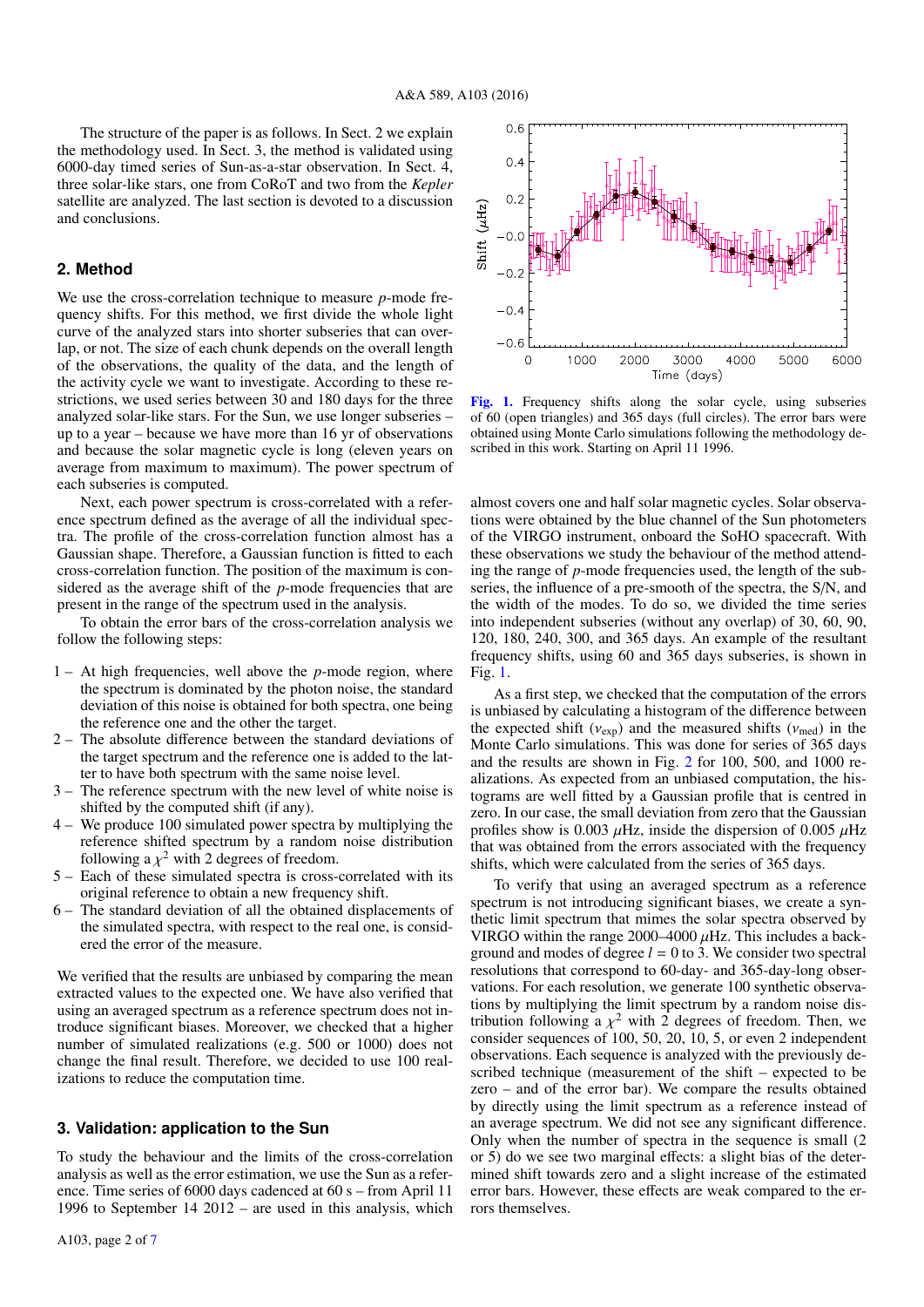The structure of the paper is as follows. In Sect. 2 we explain the methodology used. In Sect. 3, the method is validated using 6000-day timed series of Sun-as-a-star observation. In Sect. 4, three solar-like stars, one from CoRoT and two from the *Kepler* satellite are analyzed. The last section is devoted to a discussion and conclusions.

## 2. Method

We use the cross-correlation technique to measure $p$-mode frequency shifts. For this method, we first divide the whole light curve of the analyzed stars into shorter subseries that can overlap, or not. The size of each chunk depends on the overall length of the observations, the quality of the data, and the length of the activity cycle we want to investigate. According to these restrictions, we used series between 30 and 180 days for the three analyzed solar-like stars. For the Sun, we use longer subseries – up to a year – because we have more than 16 yr of observations and because the solar magnetic cycle is long (eleven years on average from maximum to maximum). The power spectrum of each subseries is computed.

Next, each power spectrum is cross-correlated with a reference spectrum defined as the average of all the individual spectra. The profile of the cross-correlation function almost has a Gaussian shape. Therefore, a Gaussian function is fitted to each cross-correlation function. The position of the maximum is considered as the average shift of the $p$-mode frequencies that are present in the range of the spectrum used in the analysis.

To obtain the error bars of the cross-correlation analysis we follow the following steps:

1 – At high frequencies, well above the $p$-mode region, where the spectrum is dominated by the photon noise, the standard deviation of this noise is obtained for both spectra, one being the reference one and the other the target.
2 – The absolute difference between the standard deviations of the target spectrum and the reference one is added to the latter to have both spectrum with the same noise level.
3 – The reference spectrum with the new level of white noise is shifted by the computed shift (if any).
4 – We produce 100 simulated power spectra by multiplying the reference shifted spectrum by a random noise distribution following a $\chi^2$ with 2 degrees of freedom.
5 – Each of these simulated spectra is cross-correlated with its original reference to obtain a new frequency shift.
6 – The standard deviation of all the obtained displacements of the simulated spectra, with respect to the real one, is considered the error of the measure.

We verified that the results are unbiased by comparing the mean extracted values to the expected one. We have also verified that using an averaged spectrum as a reference spectrum does not introduce significant biases. Moreover, we checked that a higher number of simulated realizations (e.g. 500 or 1000) does not change the final result. Therefore, we decided to use 100 realizations to reduce the computation time.

## 3. Validation: application to the Sun

To study the behaviour and the limits of the cross-correlation analysis as well as the error estimation, we use the Sun as a reference. Time series of 6000 days cadenced at 60 s – from April 11 1996 to September 14 2012 – are used in this analysis, which almost covers one and half solar magnetic cycles. Solar observations were obtained by the blue channel of the Sun photometers of the VIRGO instrument, onboard the SoHO spacecraft. With these observations we study the behaviour of the method attending the range of $p$-mode frequencies used, the length of the subseries, the influence of a pre-smooth of the spectra, the S/N, and the width of the modes. To do so, we divided the time series into independent subseries (without any overlap) of 30, 60, 90, 120, 180, 240, 300, and 365 days. An example of the resultant frequency shifts, using 60 and 365 days subseries, is shown in Fig. 1.

**Fig. 1.** Frequency shifts along the solar cycle, using subseries of 60 (open triangles) and 365 days (full circles). The error bars were obtained using Monte Carlo simulations following the methodology described in this work. Starting on April 11 1996.

As a first step, we checked that the computation of the errors is unbiased by calculating a histogram of the difference between the expected shift ($\nu_{\rm exp}$) and the measured shifts ($\nu_{\rm med}$) in the Monte Carlo simulations. This was done for series of 365 days and the results are shown in Fig. 2 for 100, 500, and 1000 realizations. As expected from an unbiased computation, the histograms are well fitted by a Gaussian profile that is centred in zero. In our case, the small deviation from zero that the Gaussian profiles show is 0.003 $\mu$Hz, inside the dispersion of 0.005 $\mu$Hz that was obtained from the errors associated with the frequency shifts, which were calculated from the series of 365 days.

To verify that using an averaged spectrum as a reference spectrum is not introducing significant biases, we create a synthetic limit spectrum that mimes the solar spectra observed by VIRGO within the range 2000–4000 $\mu$Hz. This includes a background and modes of degree $l = 0$ to 3. We consider two spectral resolutions that correspond to 60-day- and 365-day-long observations. For each resolution, we generate 100 synthetic observations by multiplying the limit spectrum by a random noise distribution following a $\chi^2$ with 2 degrees of freedom. Then, we consider sequences of 100, 50, 20, 10, 5, or even 2 independent observations. Each sequence is analyzed with the previously described technique (measurement of the shift – expected to be zero – and of the error bar). We compare the results obtained by directly using the limit spectrum as a reference instead of an average spectrum. We did not see any significant difference. Only when the number of spectra in the sequence is small (2 or 5) do we see two marginal effects: a slight bias of the determined shift towards zero and a slight increase of the estimated error bars. However, these effects are weak compared to the errors themselves.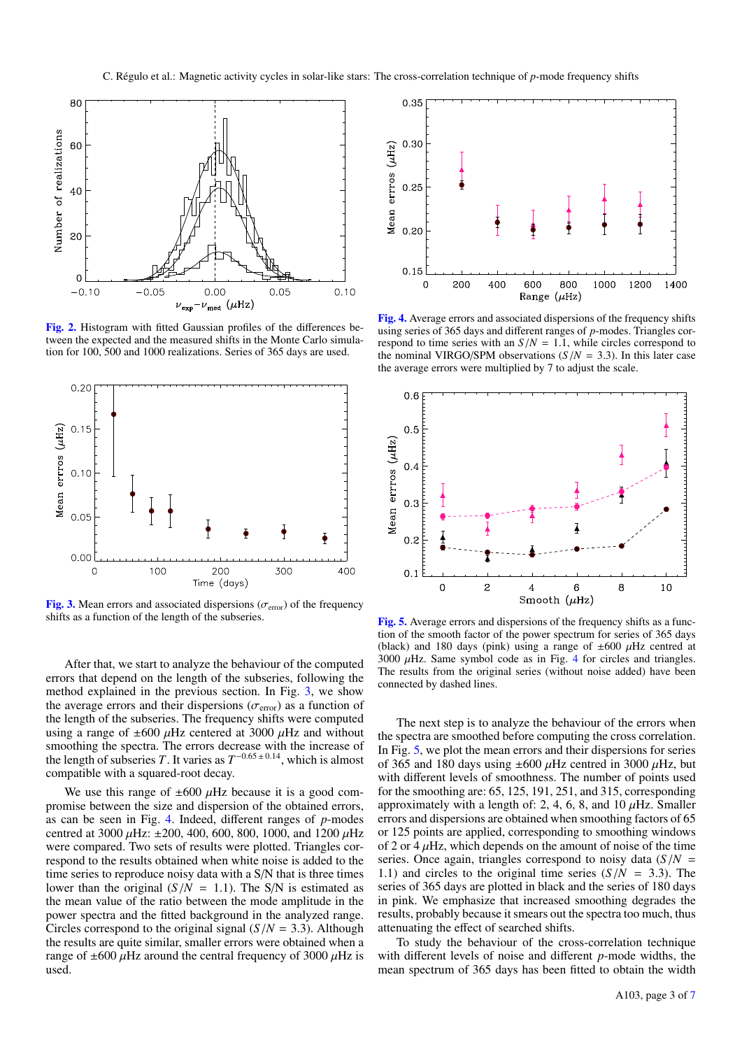Fig. 2. Histogram with fitted Gaussian profiles of the differences between the expected and the measured shifts in the Monte Carlo simulation for 100, 500 and 1000 realizations. Series of 365 days are used.

Fig. 3. Mean errors and associated dispersions ($\sigma_{\rm error}$) of the frequency shifts as a function of the length of the subseries.

After that, we start to analyze the behaviour of the computed errors that depend on the length of the subseries, following the method explained in the previous section. In Fig. 3, we show the average errors and their dispersions ($\sigma_{\rm error}$) as a function of the length of the subseries. The frequency shifts were computed using a range of $\pm 600$ $\mu$Hz centered at 3000 $\mu$Hz and without smoothing the spectra. The errors decrease with the increase of the length of subseries $T$. It varies as $T^{-0.65 \pm 0.14}$, which is almost compatible with a squared-root decay.

We use this range of $\pm 600$ $\mu$Hz because it is a good compromise between the size and dispersion of the obtained errors, as can be seen in Fig. 4. Indeed, different ranges of $p$-modes centred at 3000 $\mu$Hz: $\pm 200$, 400, 600, 800, 1000, and 1200 $\mu$Hz were compared. Two sets of results were plotted. Triangles correspond to the results obtained when white noise is added to the time series to reproduce noisy data with a S/N that is three times lower than the original ($S/N = 1.1$). The S/N is estimated as the mean value of the ratio between the mode amplitude in the power spectra and the fitted background in the analyzed range. Circles correspond to the original signal ($S/N = 3.3$). Although the results are quite similar, smaller errors were obtained when a range of $\pm 600$ $\mu$Hz around the central frequency of 3000 $\mu$Hz is used.

Fig. 4. Average errors and associated dispersions of the frequency shifts using series of 365 days and different ranges of $p$-modes. Triangles correspond to time series with an $S/N = 1.1$, while circles correspond to the nominal VIRGO/SPM observations ($S/N = 3.3$). In this later case the average errors were multiplied by 7 to adjust the scale.

Fig. 5. Average errors and dispersions of the frequency shifts as a function of the smooth factor of the power spectrum for series of 365 days (black) and 180 days (pink) using a range of $\pm 600$ $\mu$Hz centred at 3000 $\mu$Hz. Same symbol code as in Fig. 4 for circles and triangles. The results from the original series (without noise added) have been connected by dashed lines.

The next step is to analyze the behaviour of the errors when the spectra are smoothed before computing the cross correlation. In Fig. 5, we plot the mean errors and their dispersions for series of 365 and 180 days using $\pm 600$ $\mu$Hz centred in 3000 $\mu$Hz, but with different levels of smoothness. The number of points used for the smoothing are: 65, 125, 191, 251, and 315, corresponding approximately with a length of: 2, 4, 6, 8, and 10 $\mu$Hz. Smaller errors and dispersions are obtained when smoothing factors of 65 or 125 points are applied, corresponding to smoothing windows of 2 or 4 $\mu$Hz, which depends on the amount of noise of the time series. Once again, triangles correspond to noisy data ($S/N = 1.1$) and circles to the original time series ($S/N = 3.3$). The series of 365 days are plotted in black and the series of 180 days in pink. We emphasize that increased smoothing degrades the results, probably because it smears out the spectra too much, thus attenuating the effect of searched shifts.

To study the behaviour of the cross-correlation technique with different levels of noise and different $p$-mode widths, the mean spectrum of 365 days has been fitted to obtain the width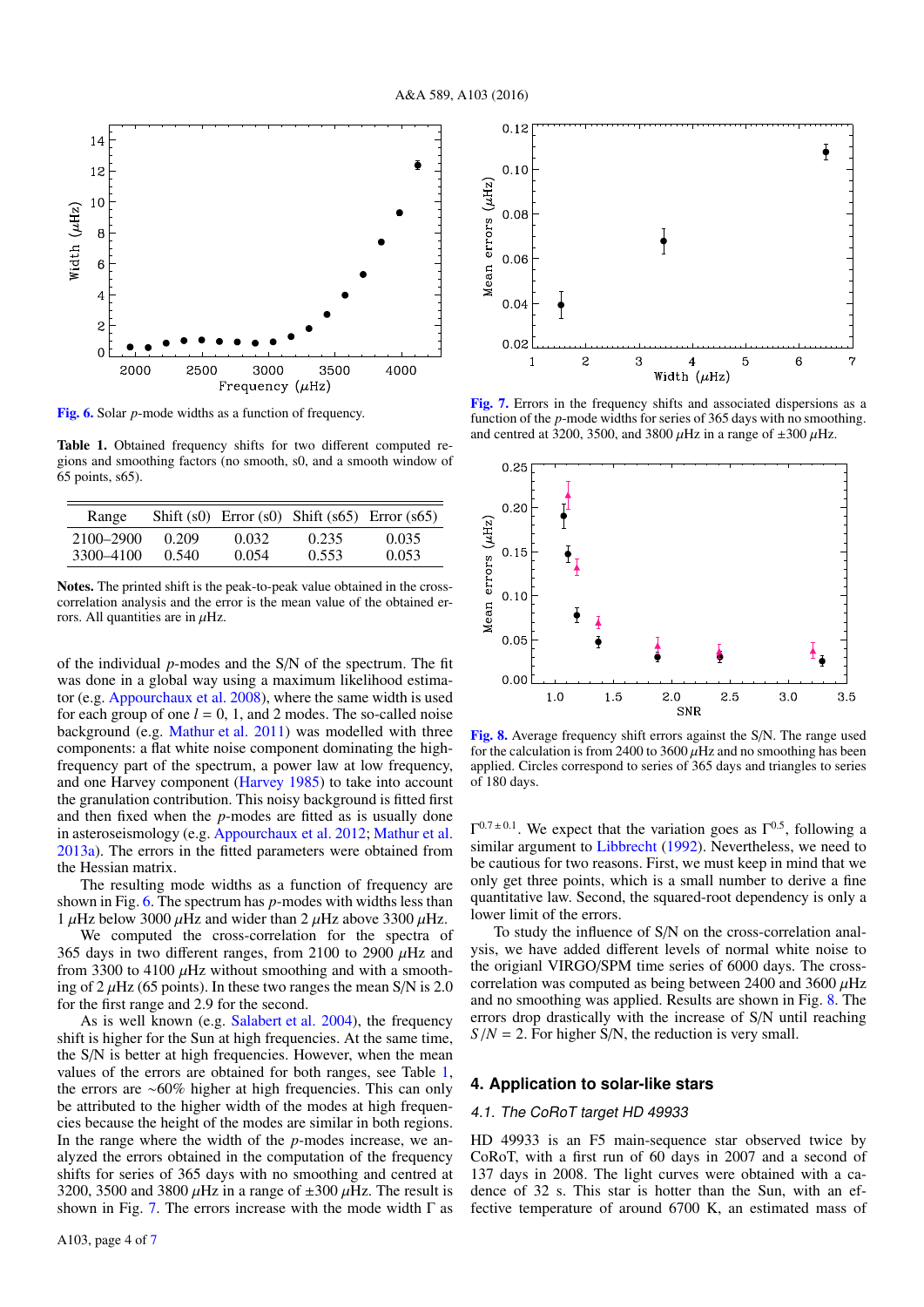Fig. 6. Solar $p$-mode widths as a function of frequency.

Table 1. Obtained frequency shifts for two different computed regions and smoothing factors (no smooth, s0, and a smooth window of 65 points, s65).

| Range | Shift (s0) | Error (s0) | Shift (s65) | Error (s65) |
|---|---|---|---|---|
| 2100–2900 | 0.209 | 0.032 | 0.235 | 0.035 |
| 3300–4100 | 0.540 | 0.054 | 0.553 | 0.053 |

**Notes.** The printed shift is the peak-to-peak value obtained in the cross-correlation analysis and the error is the mean value of the obtained errors. All quantities are in $\mu$Hz.

of the individual $p$-modes and the S/N of the spectrum. The fit was done in a global way using a maximum likelihood estimator (e.g. Appourchaux et al. 2008), where the same width is used for each group of $l = 0$, 1, and 2 modes. The so-called noise background (e.g. Mathur et al. 2011) was modelled with three components: a flat white noise component dominating the high-frequency part of the spectrum, a power law at low frequency, and one Harvey component (Harvey 1985) to take into account the granulation contribution. This noisy background is fitted first and then fixed when the $p$-modes are fitted as is usually done in asteroseismology (e.g. Appourchaux et al. 2012; Mathur et al. 2013a). The errors in the fitted parameters were obtained from the Hessian matrix.

The resulting mode widths as a function of frequency are shown in Fig. 6. The spectrum has $p$-modes with widths less than 1 $\mu$Hz below 3000 $\mu$Hz and wider than 2 $\mu$Hz above 3300 $\mu$Hz.

We computed the cross-correlation for the spectra of 365 days in two different ranges, from 2100 to 2900 $\mu$Hz and from 3300 to 4100 $\mu$Hz without smoothing and with a smoothing of 2 $\mu$Hz (65 points). In these two ranges the mean S/N is 2.0 for the first range and 2.9 for the second.

As is well known (e.g. Salabert et al. 2004), the frequency shift is higher for the Sun at high frequencies. At the same time, the S/N is better at high frequencies. However, when the mean values of the errors are obtained for both ranges, see Table 1, the errors are ~60% higher at high frequencies. This can only be attributed to the higher width of the modes at high frequencies because the height of the modes are similar in both regions. In the range where the width of the $p$-modes increase, we analyzed the errors obtained in the computation of the frequency shifts for series of 365 days with no smoothing and centred at 3200, 3500 and 3800 $\mu$Hz in a range of $\pm$300 $\mu$Hz. The result is shown in Fig. 7. The errors increase with the mode width $\Gamma$ as $\Gamma^{0.7\pm0.1}$. We expect that the variation goes as $\Gamma^{0.5}$, following a similar argument to Libbrecht (1992). Nevertheless, we need to be cautious for two reasons. First, we must keep in mind that we only get three points, which is a small number to derive a fine quantitative law. Second, the squared-root dependency is only a lower limit of the errors.

Fig. 7. Errors in the frequency shifts and associated dispersions as a function of the $p$-mode widths for series of 365 days with no smoothing. and centred at 3200, 3500, and 3800 $\mu$Hz in a range of $\pm$300 $\mu$Hz.

Fig. 8. Average frequency shift errors against the S/N. The range used for the calculation is from 2400 to 3600 $\mu$Hz and no smoothing has been applied. Circles correspond to series of 365 days and triangles to series of 180 days.

To study the influence of S/N on the cross-correlation analysis, we have added different levels of normal white noise to the origianl VIRGO/SPM time series of 6000 days. The cross-correlation was computed as being between 2400 and 3600 $\mu$Hz and no smoothing was applied. Results are shown in Fig. 8. The errors drop drastically with the increase of S/N until reaching $S/N = 2$. For higher S/N, the reduction is very small.

## 4. Application to solar-like stars

### 4.1. The CoRoT target HD 49933

HD 49933 is an F5 main-sequence star observed twice by CoRoT, with a first run of 60 days in 2007 and a second of 137 days in 2008. The light curves were obtained with a cadence of 32 s. This star is hotter than the Sun, with an effective temperature of around 6700 K, an estimated mass of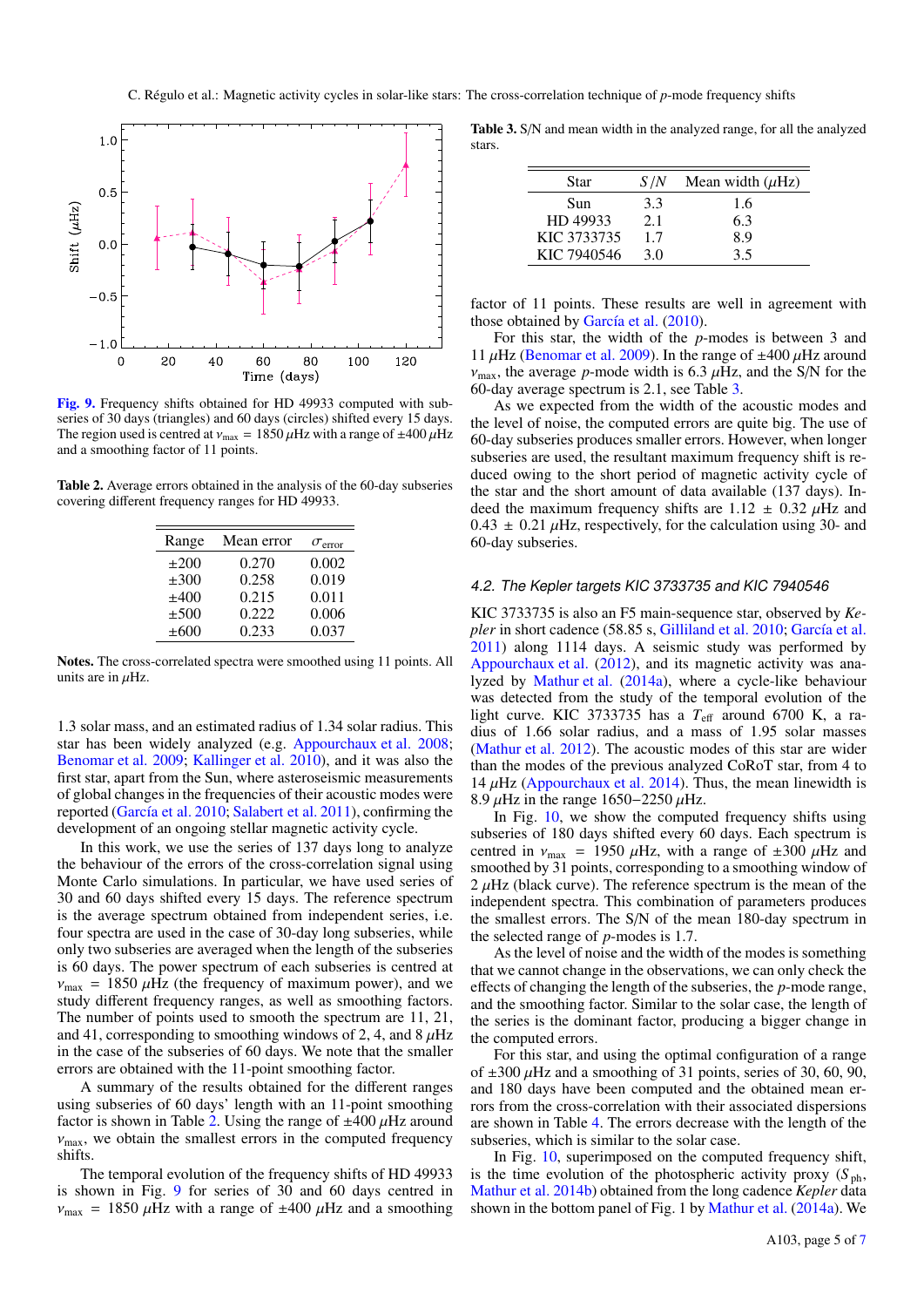Fig. 9. Frequency shifts obtained for HD 49933 computed with subseries of 30 days (triangles) and 60 days (circles) shifted every 15 days. The region used is centred at $\nu_{\rm max} = 1850\,\mu$Hz with a range of $\pm 400\,\mu$Hz and a smoothing factor of 11 points.

Table 2. Average errors obtained in the analysis of the 60-day subseries covering different frequency ranges for HD 49933.

| Range | Mean error | $\sigma_{\rm error}$ |
|---|---|---|
| ±200 | 0.270 | 0.002 |
| ±300 | 0.258 | 0.019 |
| ±400 | 0.215 | 0.011 |
| ±500 | 0.222 | 0.006 |
| ±600 | 0.233 | 0.037 |

**Notes.** The cross-correlated spectra were smoothed using 11 points. All units are in $\mu$Hz.

1.3 solar mass, and an estimated radius of 1.34 solar radius. This star has been widely analyzed (e.g. Appourchaux et al. 2008; Benomar et al. 2009; Kallinger et al. 2010), and it was also the first star, apart from the Sun, where asteroseismic measurements of global changes in the frequencies of their acoustic modes were reported (García et al. 2010; Salabert et al. 2011), confirming the development of an ongoing stellar magnetic activity cycle.

In this work, we use the series of 137 days long to analyze the behaviour of the errors of the cross-correlation signal using Monte Carlo simulations. In particular, we have used series of 30 and 60 days shifted every 15 days. The reference spectrum is the average spectrum obtained from independent series, i.e. four spectra are used in the case of 30-day long subseries, while only two subseries are averaged when the length of the subseries is 60 days. The power spectrum of each subseries is centred at $\nu_{\rm max} = 1850\,\mu$Hz (the frequency of maximum power), and we study different frequency ranges, as well as smoothing factors. The number of points used to smooth the spectrum are 11, 21, and 41, corresponding to smoothing windows of 2, 4, and 8 $\mu$Hz in the case of the subseries of 60 days. We note that the smaller errors are obtained with the 11-point smoothing factor.

A summary of the results obtained for the different ranges using subseries of 60 days' length with an 11-point smoothing factor is shown in Table 2. Using the range of $\pm 400\,\mu$Hz around $\nu_{\rm max}$, we obtain the smallest errors in the computed frequency shifts.

The temporal evolution of the frequency shifts of HD 49933 is shown in Fig. 9 for series of 30 and 60 days centred in $\nu_{\rm max} = 1850\,\mu$Hz with a range of $\pm 400\,\mu$Hz and a smoothing factor of 11 points. These results are well in agreement with those obtained by García et al. (2010).

For this star, the width of the $p$-modes is between 3 and 11 $\mu$Hz (Benomar et al. 2009). In the range of $\pm 400\,\mu$Hz around $\nu_{\rm max}$, the average $p$-mode width is 6.3 $\mu$Hz, and the S/N for the 60-day average spectrum is 2.1, see Table 3.

Table 3. S/N and mean width in the analyzed range, for all the analyzed stars.

| Star | $S/N$ | Mean width ($\mu$Hz) |
|---|---|---|
| Sun | 3.3 | 1.6 |
| HD 49933 | 2.1 | 6.3 |
| KIC 3733735 | 1.7 | 8.9 |
| KIC 7940546 | 3.0 | 3.5 |

As we expected from the width of the acoustic modes and the level of noise, the computed errors are quite big. The use of 60-day subseries produces smaller errors. However, when longer subseries are used, the resultant maximum frequency shift is reduced owing to the short period of magnetic activity cycle of the star and the short amount of data available (137 days). Indeed the maximum frequency shifts are $1.12 \pm 0.32\,\mu$Hz and $0.43 \pm 0.21\,\mu$Hz, respectively, for the calculation using 30- and 60-day subseries.

### 4.2. The Kepler targets KIC 3733735 and KIC 7940546

KIC 3733735 is also an F5 main-sequence star, observed by *Kepler* in short cadence (58.85 s, Gilliland et al. 2010; García et al. 2011) along 1114 days. A seismic study was performed by Appourchaux et al. (2012), and its magnetic activity was analyzed by Mathur et al. (2014a), where a cycle-like behaviour was detected from the study of the temporal evolution of the light curve. KIC 3733735 has a $T_{\rm eff}$ around 6700 K, a radius of 1.66 solar radius, and a mass of 1.95 solar masses (Mathur et al. 2012). The acoustic modes of this star are wider than the modes of the previous analyzed CoRoT star, from 4 to 14 $\mu$Hz (Appourchaux et al. 2014). Thus, the mean linewidth is 8.9 $\mu$Hz in the range 1650−2250 $\mu$Hz.

In Fig. 10, we show the computed frequency shifts using subseries of 180 days shifted every 60 days. Each spectrum is centred in $\nu_{\rm max} = 1950\,\mu$Hz, with a range of $\pm 300\,\mu$Hz and smoothed by 31 points, corresponding to a smoothing window of 2 $\mu$Hz (black curve). The reference spectrum is the mean of the independent spectra. This combination of parameters produces the smallest errors. The S/N of the mean 180-day spectrum in the selected range of $p$-modes is 1.7.

As the level of noise and the width of the modes is something that we cannot change in the observations, we can only check the effects of changing the length of the subseries, the $p$-mode range, and the smoothing factor. Similar to the solar case, the length of the series is the dominant factor, producing a bigger change in the computed errors.

For this star, and using the optimal configuration of a range of $\pm 300\,\mu$Hz and a smoothing of 31 points, series of 30, 60, 90, and 180 days have been computed and the obtained mean errors from the cross-correlation with their associated dispersions are shown in Table 4. The errors decrease with the length of the subseries, which is similar to the solar case.

In Fig. 10, superimposed on the computed frequency shift, is the time evolution of the photospheric activity proxy ($S_{\rm ph}$, Mathur et al. 2014b) obtained from the long cadence *Kepler* data shown in the bottom panel of Fig. 1 by Mathur et al. (2014a). We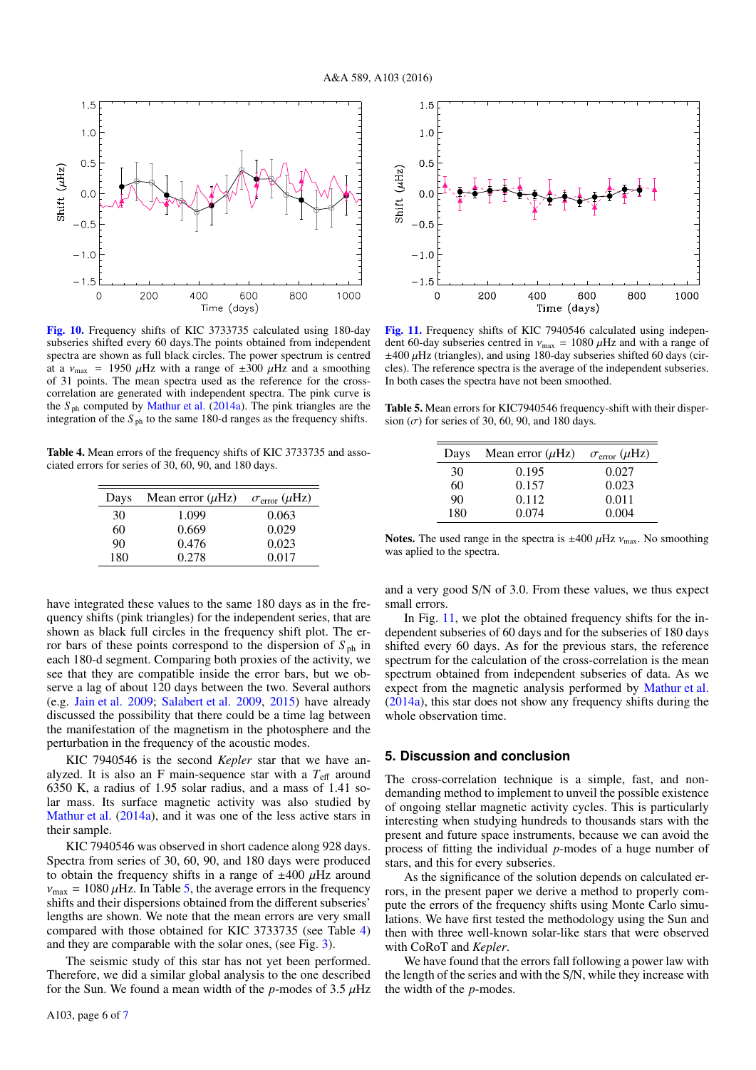**Fig. 10.** Frequency shifts of KIC 3733735 calculated using 180-day subseries shifted every 60 days.The points obtained from independent spectra are shown as full black circles. The power spectrum is centred at a $\nu_{\max}$ = 1950 $\mu$Hz with a range of $\pm$300 $\mu$Hz and a smoothing of 31 points. The mean spectra used as the reference for the cross-correlation are generated with independent spectra. The pink curve is the $S_{\rm ph}$ computed by Mathur et al. (2014a). The pink triangles are the integration of the $S_{\rm ph}$ to the same 180-d ranges as the frequency shifts.

**Fig. 11.** Frequency shifts of KIC 7940546 calculated using independent 60-day subseries centred in $\nu_{\max}$ = 1080 $\mu$Hz and with a range of $\pm$400 $\mu$Hz (triangles), and using 180-day subseries shifted 60 days (circles). The reference spectra is the average of the independent subseries. In both cases the spectra have not been smoothed.

**Table 4.** Mean errors of the frequency shifts of KIC 3733735 and associated errors for series of 30, 60, 90, and 180 days.

| Days | Mean error ($\mu$Hz) | $\sigma_{\rm error}$ ($\mu$Hz) |
|---|---|---|
| 30 | 1.099 | 0.063 |
| 60 | 0.669 | 0.029 |
| 90 | 0.476 | 0.023 |
| 180 | 0.278 | 0.017 |

**Table 5.** Mean errors for KIC7940546 frequency-shift with their dispersion ($\sigma$) for series of 30, 60, 90, and 180 days.

| Days | Mean error ($\mu$Hz) | $\sigma_{\rm error}$ ($\mu$Hz) |
|---|---|---|
| 30 | 0.195 | 0.027 |
| 60 | 0.157 | 0.023 |
| 90 | 0.112 | 0.011 |
| 180 | 0.074 | 0.004 |

**Notes.** The used range in the spectra is $\pm$400 $\mu$Hz $\nu_{\max}$. No smoothing was aplied to the spectra.

have integrated these values to the same 180 days as in the frequency shifts (pink triangles) for the independent series, that are shown as black full circles in the frequency shift plot. The error bars of these points correspond to the dispersion of $S_{\rm ph}$ in each 180-d segment. Comparing both proxies of the activity, we see that they are compatible inside the error bars, but we observe a lag of about 120 days between the two. Several authors (e.g. Jain et al. 2009; Salabert et al. 2009, 2015) have already discussed the possibility that there could be a time lag between the manifestation of the magnetism in the photosphere and the perturbation in the frequency of the acoustic modes.

KIC 7940546 is the second *Kepler* star that we have analyzed. It is also an F main-sequence star with a $T_{\rm eff}$ around 6350 K, a radius of 1.95 solar radius, and a mass of 1.41 solar mass. Its surface magnetic activity was also studied by Mathur et al. (2014a), and it was one of the less active stars in their sample.

KIC 7940546 was observed in short cadence along 928 days. Spectra from series of 30, 60, 90, and 180 days were produced to obtain the frequency shifts in a range of $\pm$400 $\mu$Hz around $\nu_{\max}$ = 1080 $\mu$Hz. In Table 5, the average errors in the frequency shifts and their dispersions obtained from the different subseries' lengths are shown. We note that the mean errors are very small compared with those obtained for KIC 3733735 (see Table 4) and they are comparable with the solar ones, (see Fig. 3).

The seismic study of this star has not yet been performed. Therefore, we did a similar global analysis to the one described for the Sun. We found a mean width of the *p*-modes of 3.5 $\mu$Hz and a very good S/N of 3.0. From these values, we thus expect small errors.

In Fig. 11, we plot the obtained frequency shifts for the independent subseries of 60 days and for the subseries of 180 days shifted every 60 days. As for the previous stars, the reference spectrum for the calculation of the cross-correlation is the mean spectrum obtained from independent subseries of data. As we expect from the magnetic analysis performed by Mathur et al. (2014a), this star does not show any frequency shifts during the whole observation time.

## 5. Discussion and conclusion

The cross-correlation technique is a simple, fast, and non-demanding method to implement to unveil the possible existence of ongoing stellar magnetic activity cycles. This is particularly interesting when studying hundreds to thousands stars with the present and future space instruments, because we can avoid the process of fitting the individual *p*-modes of a huge number of stars, and this for every subseries.

As the significance of the solution depends on calculated errors, in the present paper we derive a method to properly compute the errors of the frequency shifts using Monte Carlo simulations. We have first tested the methodology using the Sun and then with three well-known solar-like stars that were observed with CoRoT and *Kepler*.

We have found that the errors fall following a power law with the length of the series and with the S/N, while they increase with the width of the *p*-modes.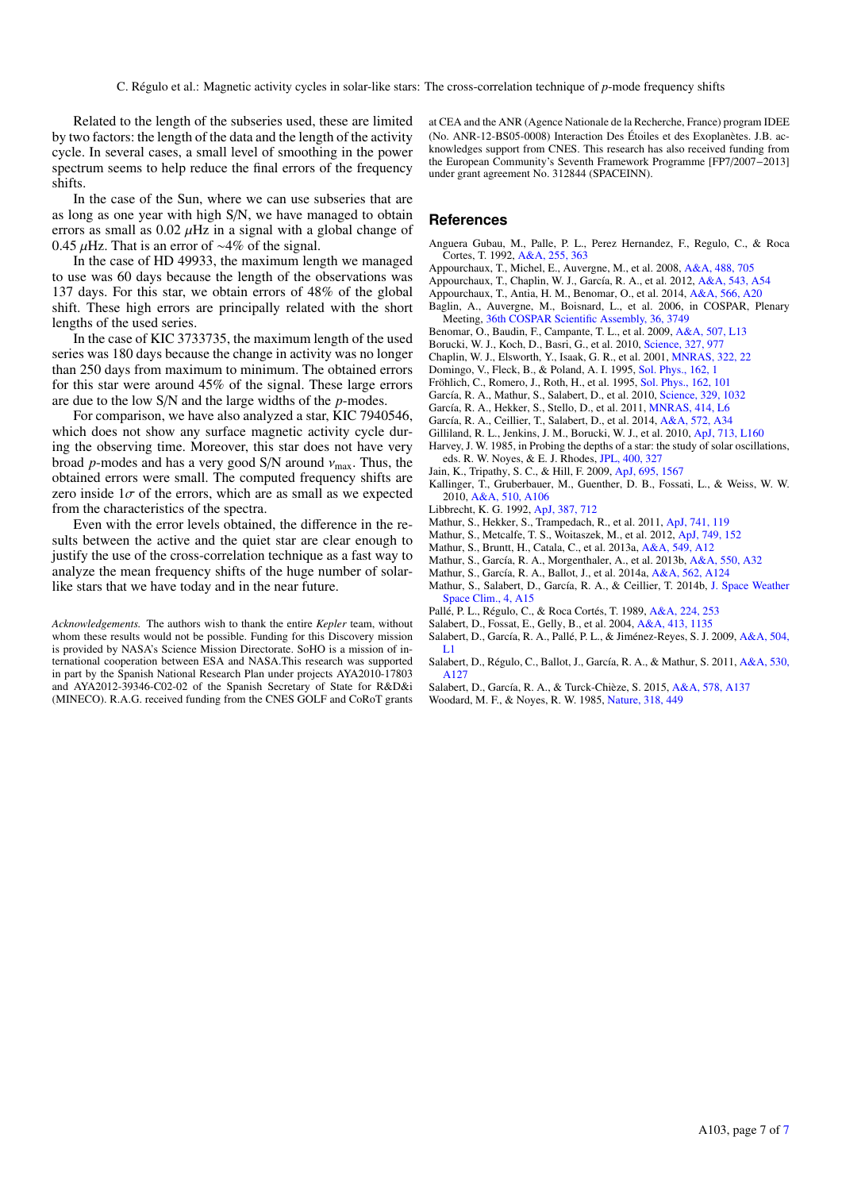Related to the length of the subseries used, these are limited by two factors: the length of the data and the length of the activity cycle. In several cases, a small level of smoothing in the power spectrum seems to help reduce the final errors of the frequency shifts.

In the case of the Sun, where we can use subseries that are as long as one year with high S/N, we have managed to obtain errors as small as 0.02 $\mu$Hz in a signal with a global change of 0.45 $\mu$Hz. That is an error of ~4% of the signal.

In the case of HD 49933, the maximum length we managed to use was 60 days because the length of the observations was 137 days. For this star, we obtain errors of 48% of the global shift. These high errors are principally related with the short lengths of the used series.

In the case of KIC 3733735, the maximum length of the used series was 180 days because the change in activity was no longer than 250 days from maximum to minimum. The obtained errors for this star were around 45% of the signal. These large errors are due to the low S/N and the large widths of the *p*-modes.

For comparison, we have also analyzed a star, KIC 7940546, which does not show any surface magnetic activity cycle during the observing time. Moreover, this star does not have very broad *p*-modes and has a very good S/N around $\nu_{\max}$. Thus, the obtained errors were small. The computed frequency shifts are zero inside $1\sigma$ of the errors, which are as small as we expected from the characteristics of the spectra.

Even with the error levels obtained, the difference in the results between the active and the quiet star are clear enough to justify the use of the cross-correlation technique as a fast way to analyze the mean frequency shifts of the huge number of solar-like stars that we have today and in the near future.

*Acknowledgements.* The authors wish to thank the entire *Kepler* team, without whom these results would not be possible. Funding for this Discovery mission is provided by NASA's Science Mission Directorate. SoHO is a mission of international cooperation between ESA and NASA.This research was supported in part by the Spanish National Research Plan under projects AYA2010-17803 and AYA2012-39346-C02-02 of the Spanish Secretary of State for R&D&i (MINECO). R.A.G. received funding from the CNES GOLF and CoRoT grants at CEA and the ANR (Agence Nationale de la Recherche, France) program IDEE (No. ANR-12-BS05-0008) Interaction Des Étoiles et des Exoplanètes. J.B. acknowledges support from CNES. This research has also received funding from the European Community's Seventh Framework Programme [FP7/2007−2013] under grant agreement No. 312844 (SPACEINN).

## References

Anguera Gubau, M., Palle, P. L., Perez Hernandez, F., Regulo, C., & Roca Cortes, T. 1992, A&A, 255, 363
Appourchaux, T., Michel, E., Auvergne, M., et al. 2008, A&A, 488, 705
Appourchaux, T., Chaplin, W. J., García, R. A., et al. 2012, A&A, 543, A54
Appourchaux, T., Antia, H. M., Benomar, O., et al. 2014, A&A, 566, A20
Baglin, A., Auvergne, M., Boisnard, L., et al. 2006, in COSPAR, Plenary Meeting, 36th COSPAR Scientific Assembly, 36, 3749
Benomar, O., Baudin, F., Campante, T. L., et al. 2009, A&A, 507, L13
Borucki, W. J., Koch, D., Basri, G., et al. 2010, Science, 327, 977
Chaplin, W. J., Elsworth, Y., Isaak, G. R., et al. 2001, MNRAS, 322, 22
Domingo, V., Fleck, B., & Poland, A. I. 1995, Sol. Phys., 162, 1
Fröhlich, C., Romero, J., Roth, H., et al. 1995, Sol. Phys., 162, 101
García, R. A., Mathur, S., Salabert, D., et al. 2010, Science, 329, 1032
García, R. A., Hekker, S., Stello, D., et al. 2011, MNRAS, 414, L6
García, R. A., Ceillier, T., Salabert, D., et al. 2014, A&A, 572, A34
Gilliland, R. L., Jenkins, J. M., Borucki, W. J., et al. 2010, ApJ, 713, L160
Harvey, J. W. 1985, in Probing the depths of a star: the study of solar oscillations, eds. R. W. Noyes, & E. J. Rhodes, JPL, 400, 327
Jain, K., Tripathy, S. C., & Hill, F. 2009, ApJ, 695, 1567
Kallinger, T., Gruberbauer, M., Guenther, D. B., Fossati, L., & Weiss, W. W. 2010, A&A, 510, A106
Libbrecht, K. G. 1992, ApJ, 387, 712
Mathur, S., Hekker, S., Trampedach, R., et al. 2011, ApJ, 741, 119
Mathur, S., Metcalfe, T. S., Woitaszek, M., et al. 2012, ApJ, 749, 152
Mathur, S., Bruntt, H., Catala, C., et al. 2013a, A&A, 549, A12
Mathur, S., García, R. A., Morgenthaler, A., et al. 2013b, A&A, 550, A32
Mathur, S., García, R. A., Ballot, J., et al. 2014a, A&A, 562, A124
Mathur, S., Salabert, D., García, R. A., & Ceillier, T. 2014b, J. Space Weather Space Clim., 4, A15
Pallé, P. L., Régulo, C., & Roca Cortés, T. 1989, A&A, 224, 253
Salabert, D., Fossat, E., Gelly, B., et al. 2004, A&A, 413, 1135
Salabert, D., García, R. A., Pallé, P. L., & Jiménez-Reyes, S. J. 2009, A&A, 504, L1
Salabert, D., Régulo, C., Ballot, J., García, R. A., & Mathur, S. 2011, A&A, 530, A127
Salabert, D., García, R. A., & Turck-Chièze, S. 2015, A&A, 578, A137
Woodard, M. F., & Noyes, R. W. 1985, Nature, 318, 449